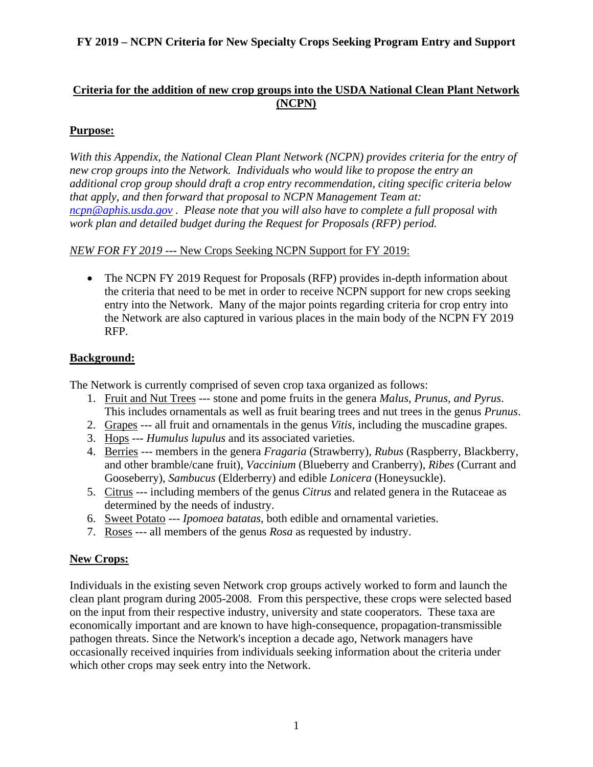# FY 2019 – NCPN Criteria for New Specialty Crops Seeking Program Entry and Support

## Criteria for the addition of new crop groups into the USDA National Clean Plant Network (NCPN)

### Purpose:

*With this Appendix, the National Clean Plant Network (NCPN) provides criteria for the entry of new crop groups into the Network. Individuals who would like to propose the entry an additional crop group should draft a crop entry recommendation, citing specific criteria below that apply, and then forward that proposal to NCPN Management Team at: [ncpn@aphis.usda.gov](mailto:ncpn@aphis.usda.gov) . Please note that you will also have to complete a full proposal with work plan and detailed budget during the Request for Proposals (RFP) period.*

*NEW FOR FY 2019* --- New Crops Seeking NCPN Support for FY 2019:

- The NCPN FY 2019 Request for Proposals (RFP) provides in-depth information about the criteria that need to be met in order to receive NCPN support for new crops seeking entry into the Network. Many of the major points regarding criteria for crop entry into the Network are also captured in various places in the main body of the NCPN FY 2019 RFP.

### Background:

The Network is currently comprised of seven crop taxa organized as follows:

1. Fruit and Nut Trees --- stone and pome fruits in the genera *Malus, Prunus, and Pyrus*. This includes ornamentals as well as fruit bearing trees and nut trees in the genus *Prunus*.
2. Grapes --- all fruit and ornamentals in the genus *Vitis*, including the muscadine grapes.
3. Hops --- *Humulus lupulus* and its associated varieties.
4. Berries --- members in the genera *Fragaria* (Strawberry), *Rubus* (Raspberry, Blackberry, and other bramble/cane fruit), *Vaccinium* (Blueberry and Cranberry), *Ribes* (Currant and Gooseberry), *Sambucus* (Elderberry) and edible *Lonicera* (Honeysuckle).
5. Citrus --- including members of the genus *Citrus* and related genera in the Rutaceae as determined by the needs of industry.
6. Sweet Potato --- *Ipomoea batatas*, both edible and ornamental varieties.
7. Roses --- all members of the genus *Rosa* as requested by industry.

### New Crops:

Individuals in the existing seven Network crop groups actively worked to form and launch the clean plant program during 2005-2008. From this perspective, these crops were selected based on the input from their respective industry, university and state cooperators. These taxa are economically important and are known to have high-consequence, propagation-transmissible pathogen threats. Since the Network's inception a decade ago, Network managers have occasionally received inquiries from individuals seeking information about the criteria under which other crops may seek entry into the Network.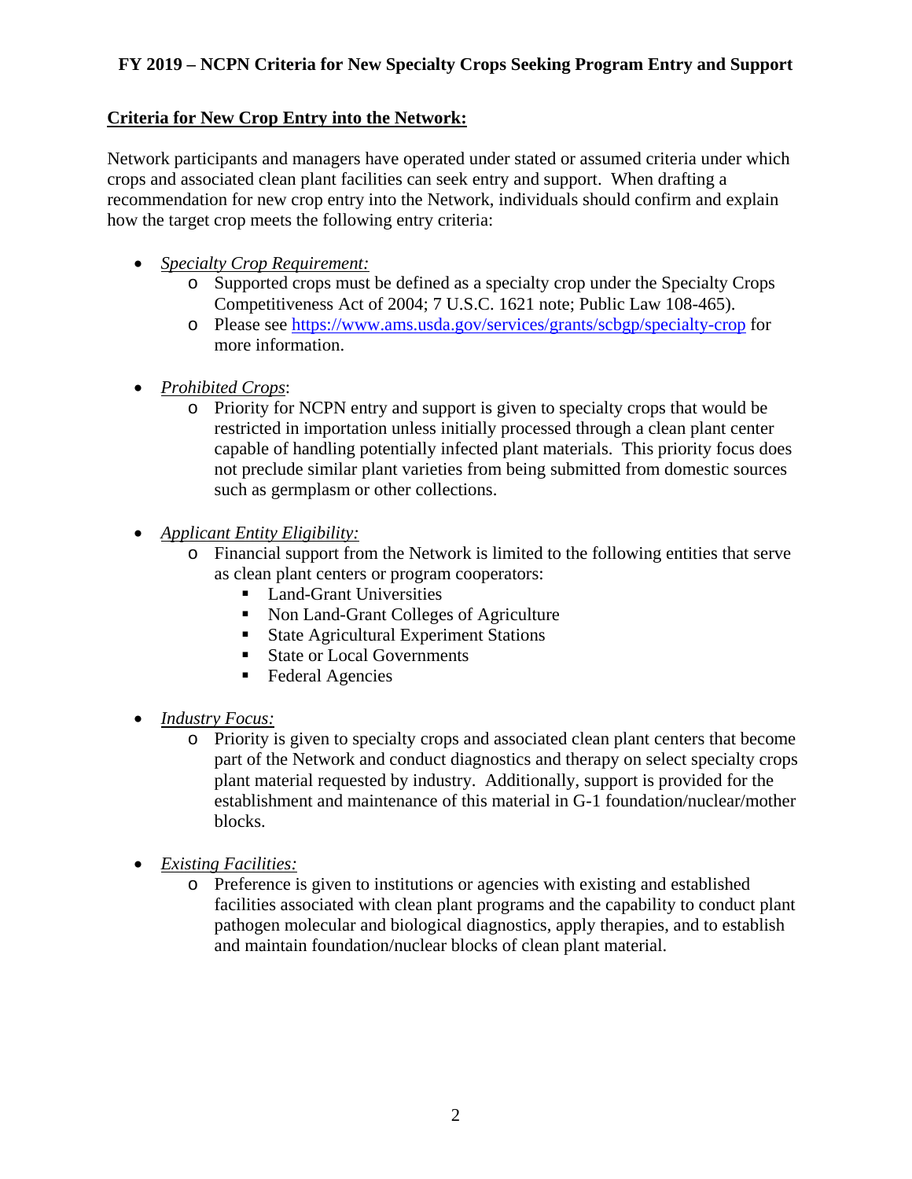## FY 2019 – NCPN Criteria for New Specialty Crops Seeking Program Entry and Support

**<u>Criteria for New Crop Entry into the Network:</u>**

Network participants and managers have operated under stated or assumed criteria under which crops and associated clean plant facilities can seek entry and support. When drafting a recommendation for new crop entry into the Network, individuals should confirm and explain how the target crop meets the following entry criteria:

- *<u>Specialty Crop Requirement:</u>*
  - Supported crops must be defined as a specialty crop under the Specialty Crops Competitiveness Act of 2004; 7 U.S.C. 1621 note; Public Law 108-465).
  - Please see https://www.ams.usda.gov/services/grants/scbgp/specialty-crop for more information.

- *<u>Prohibited Crops</u>*:
  - Priority for NCPN entry and support is given to specialty crops that would be restricted in importation unless initially processed through a clean plant center capable of handling potentially infected plant materials. This priority focus does not preclude similar plant varieties from being submitted from domestic sources such as germplasm or other collections.

- *<u>Applicant Entity Eligibility:</u>*
  - Financial support from the Network is limited to the following entities that serve as clean plant centers or program cooperators:
    - Land-Grant Universities
    - Non Land-Grant Colleges of Agriculture
    - State Agricultural Experiment Stations
    - State or Local Governments
    - Federal Agencies

- *<u>Industry Focus:</u>*
  - Priority is given to specialty crops and associated clean plant centers that become part of the Network and conduct diagnostics and therapy on select specialty crops plant material requested by industry. Additionally, support is provided for the establishment and maintenance of this material in G-1 foundation/nuclear/mother blocks.

- *<u>Existing Facilities:</u>*
  - Preference is given to institutions or agencies with existing and established facilities associated with clean plant programs and the capability to conduct plant pathogen molecular and biological diagnostics, apply therapies, and to establish and maintain foundation/nuclear blocks of clean plant material.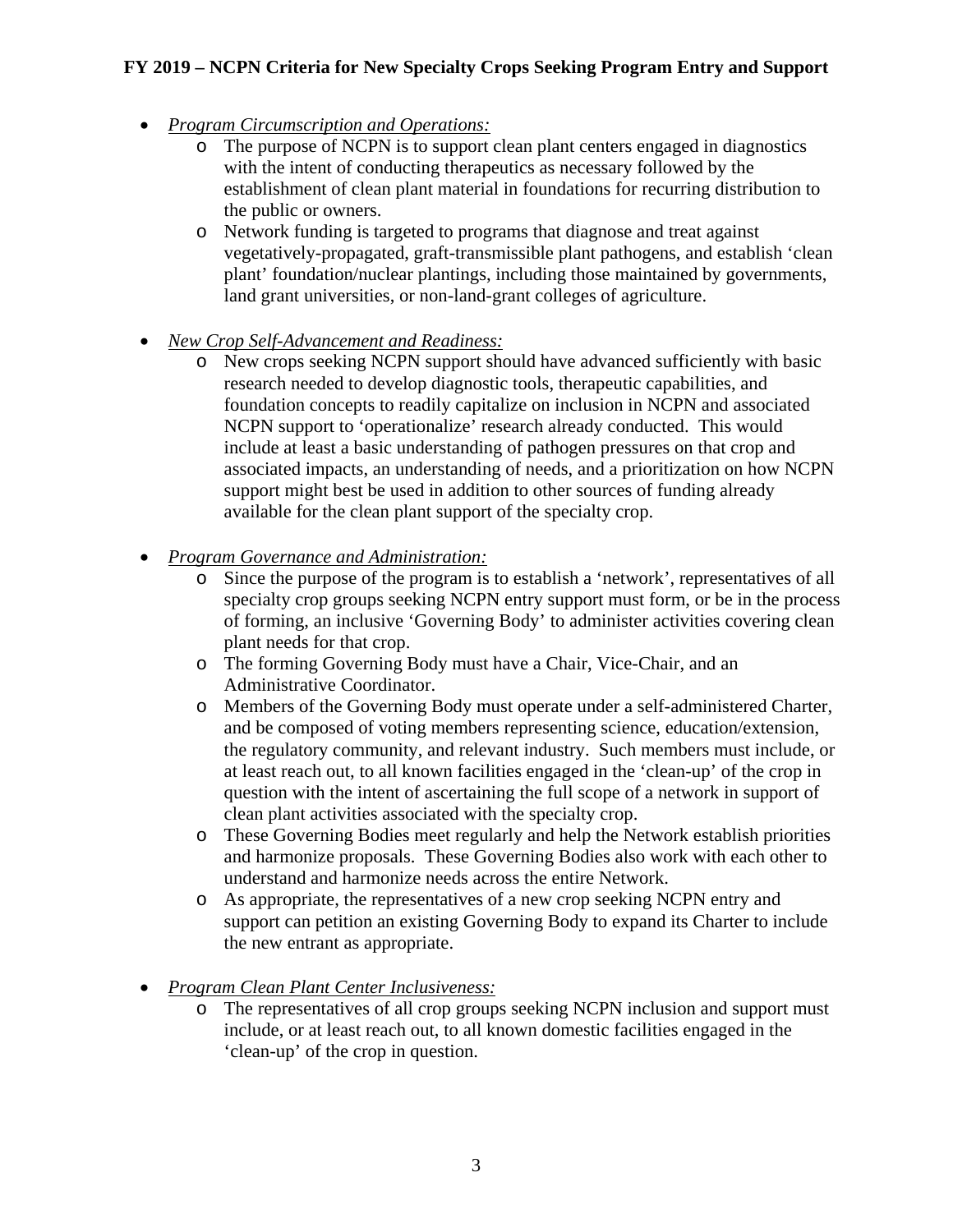**FY 2019 – NCPN Criteria for New Specialty Crops Seeking Program Entry and Support**

- *Program Circumscription and Operations:*
  - The purpose of NCPN is to support clean plant centers engaged in diagnostics with the intent of conducting therapeutics as necessary followed by the establishment of clean plant material in foundations for recurring distribution to the public or owners.
  - Network funding is targeted to programs that diagnose and treat against vegetatively-propagated, graft-transmissible plant pathogens, and establish 'clean plant' foundation/nuclear plantings, including those maintained by governments, land grant universities, or non-land-grant colleges of agriculture.

- *New Crop Self-Advancement and Readiness:*
  - New crops seeking NCPN support should have advanced sufficiently with basic research needed to develop diagnostic tools, therapeutic capabilities, and foundation concepts to readily capitalize on inclusion in NCPN and associated NCPN support to 'operationalize' research already conducted. This would include at least a basic understanding of pathogen pressures on that crop and associated impacts, an understanding of needs, and a prioritization on how NCPN support might best be used in addition to other sources of funding already available for the clean plant support of the specialty crop.

- *Program Governance and Administration:*
  - Since the purpose of the program is to establish a 'network', representatives of all specialty crop groups seeking NCPN entry support must form, or be in the process of forming, an inclusive 'Governing Body' to administer activities covering clean plant needs for that crop.
  - The forming Governing Body must have a Chair, Vice-Chair, and an Administrative Coordinator.
  - Members of the Governing Body must operate under a self-administered Charter, and be composed of voting members representing science, education/extension, the regulatory community, and relevant industry. Such members must include, or at least reach out, to all known facilities engaged in the 'clean-up' of the crop in question with the intent of ascertaining the full scope of a network in support of clean plant activities associated with the specialty crop.
  - These Governing Bodies meet regularly and help the Network establish priorities and harmonize proposals. These Governing Bodies also work with each other to understand and harmonize needs across the entire Network.
  - As appropriate, the representatives of a new crop seeking NCPN entry and support can petition an existing Governing Body to expand its Charter to include the new entrant as appropriate.

- *Program Clean Plant Center Inclusiveness:*
  - The representatives of all crop groups seeking NCPN inclusion and support must include, or at least reach out, to all known domestic facilities engaged in the 'clean-up' of the crop in question.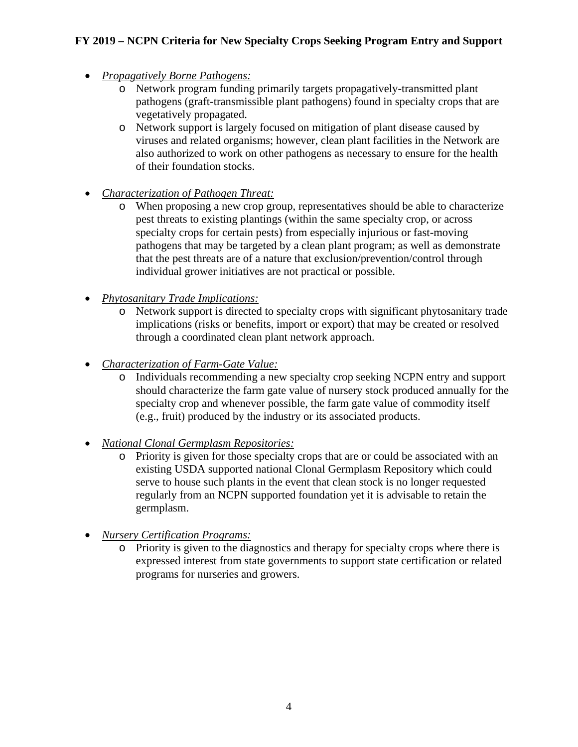- *Propagatively Borne Pathogens:*
    - Network program funding primarily targets propagatively-transmitted plant pathogens (graft-transmissible plant pathogens) found in specialty crops that are vegetatively propagated.
    - Network support is largely focused on mitigation of plant disease caused by viruses and related organisms; however, clean plant facilities in the Network are also authorized to work on other pathogens as necessary to ensure for the health of their foundation stocks.

- *Characterization of Pathogen Threat:*
    - When proposing a new crop group, representatives should be able to characterize pest threats to existing plantings (within the same specialty crop, or across specialty crops for certain pests) from especially injurious or fast-moving pathogens that may be targeted by a clean plant program; as well as demonstrate that the pest threats are of a nature that exclusion/prevention/control through individual grower initiatives are not practical or possible.

- *Phytosanitary Trade Implications:*
    - Network support is directed to specialty crops with significant phytosanitary trade implications (risks or benefits, import or export) that may be created or resolved through a coordinated clean plant network approach.

- *Characterization of Farm-Gate Value:*
    - Individuals recommending a new specialty crop seeking NCPN entry and support should characterize the farm gate value of nursery stock produced annually for the specialty crop and whenever possible, the farm gate value of commodity itself (e.g., fruit) produced by the industry or its associated products.

- *National Clonal Germplasm Repositories:*
    - Priority is given for those specialty crops that are or could be associated with an existing USDA supported national Clonal Germplasm Repository which could serve to house such plants in the event that clean stock is no longer requested regularly from an NCPN supported foundation yet it is advisable to retain the germplasm.

- *Nursery Certification Programs:*
    - Priority is given to the diagnostics and therapy for specialty crops where there is expressed interest from state governments to support state certification or related programs for nurseries and growers.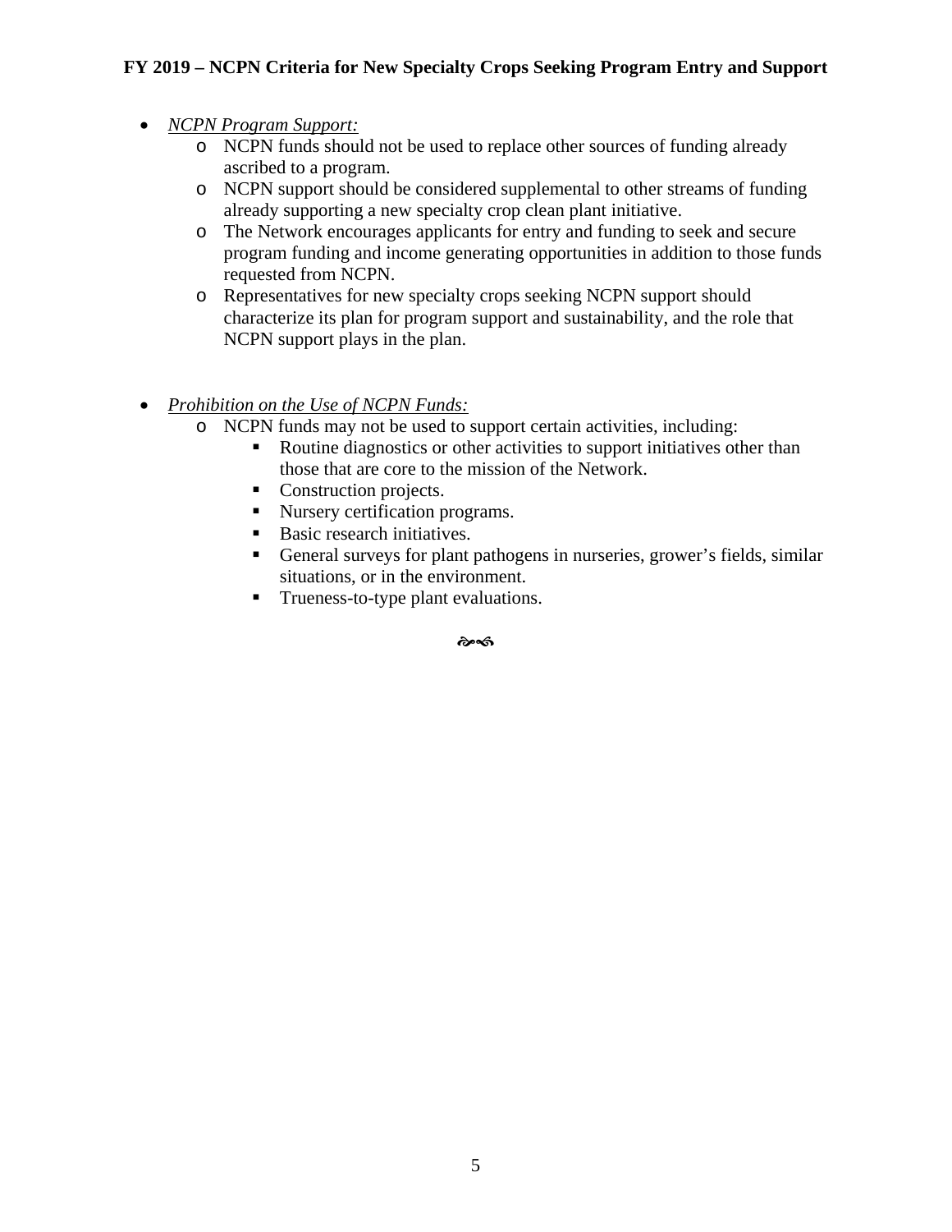- *NCPN Program Support:*
    - NCPN funds should not be used to replace other sources of funding already ascribed to a program.
    - NCPN support should be considered supplemental to other streams of funding already supporting a new specialty crop clean plant initiative.
    - The Network encourages applicants for entry and funding to seek and secure program funding and income generating opportunities in addition to those funds requested from NCPN.
    - Representatives for new specialty crops seeking NCPN support should characterize its plan for program support and sustainability, and the role that NCPN support plays in the plan.

- *Prohibition on the Use of NCPN Funds:*
    - NCPN funds may not be used to support certain activities, including:
        - Routine diagnostics or other activities to support initiatives other than those that are core to the mission of the Network.
        - Construction projects.
        - Nursery certification programs.
        - Basic research initiatives.
        - General surveys for plant pathogens in nurseries, grower's fields, similar situations, or in the environment.
        - Trueness-to-type plant evaluations.